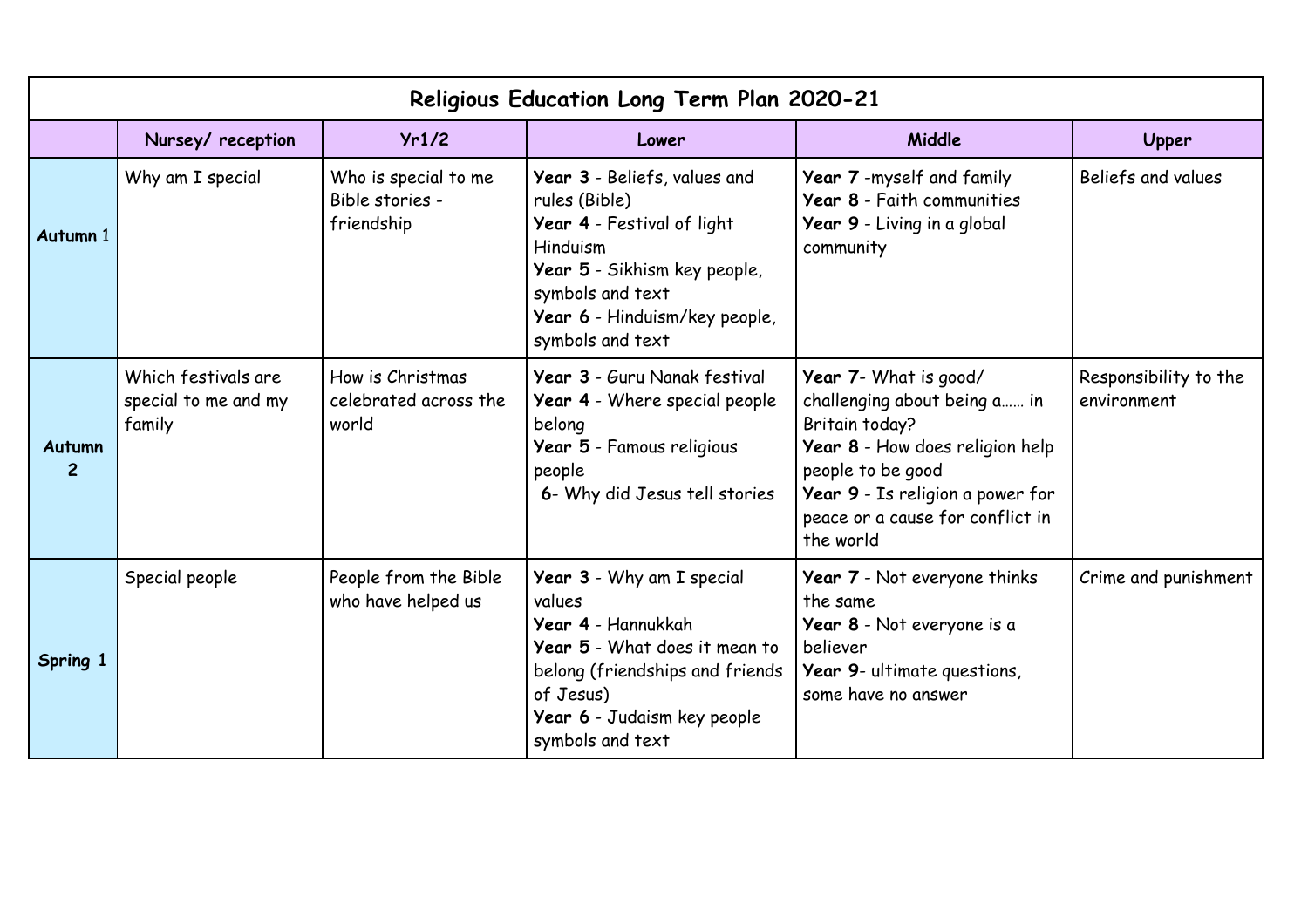# Religious Education Long Term Plan 2020-21

| | Nursey/ reception | Yr1/2 | Lower | Middle | Upper |
|---|---|---|---|---|---|
| **Autumn 1** | Why am I special | Who is special to me Bible stories - friendship | **Year 3** - Beliefs, values and rules (Bible)<br>**Year 4** - Festival of light Hinduism<br>**Year 5** - Sikhism key people, symbols and text<br>**Year 6** - Hinduism/key people, symbols and text | **Year 7** -myself and family<br>**Year 8** - Faith communities<br>**Year 9** - Living in a global community | Beliefs and values |
| **Autumn 2** | Which festivals are special to me and my family | How is Christmas celebrated across the world | **Year 3** - Guru Nanak festival<br>**Year 4** - Where special people belong<br>**Year 5** - Famous religious people<br>**6**- Why did Jesus tell stories | **Year 7**- What is good/ challenging about being a…… in Britain today?<br>**Year 8** - How does religion help people to be good<br>**Year 9** - Is religion a power for peace or a cause for conflict in the world | Responsibility to the environment |
| **Spring 1** | Special people | People from the Bible who have helped us | **Year 3** - Why am I special values<br>**Year 4** - Hannukkah<br>**Year 5** - What does it mean to belong (friendships and friends of Jesus)<br>**Year 6** - Judaism key people symbols and text | **Year 7** - Not everyone thinks the same<br>**Year 8** - Not everyone is a believer<br>**Year 9**- ultimate questions, some have no answer | Crime and punishment |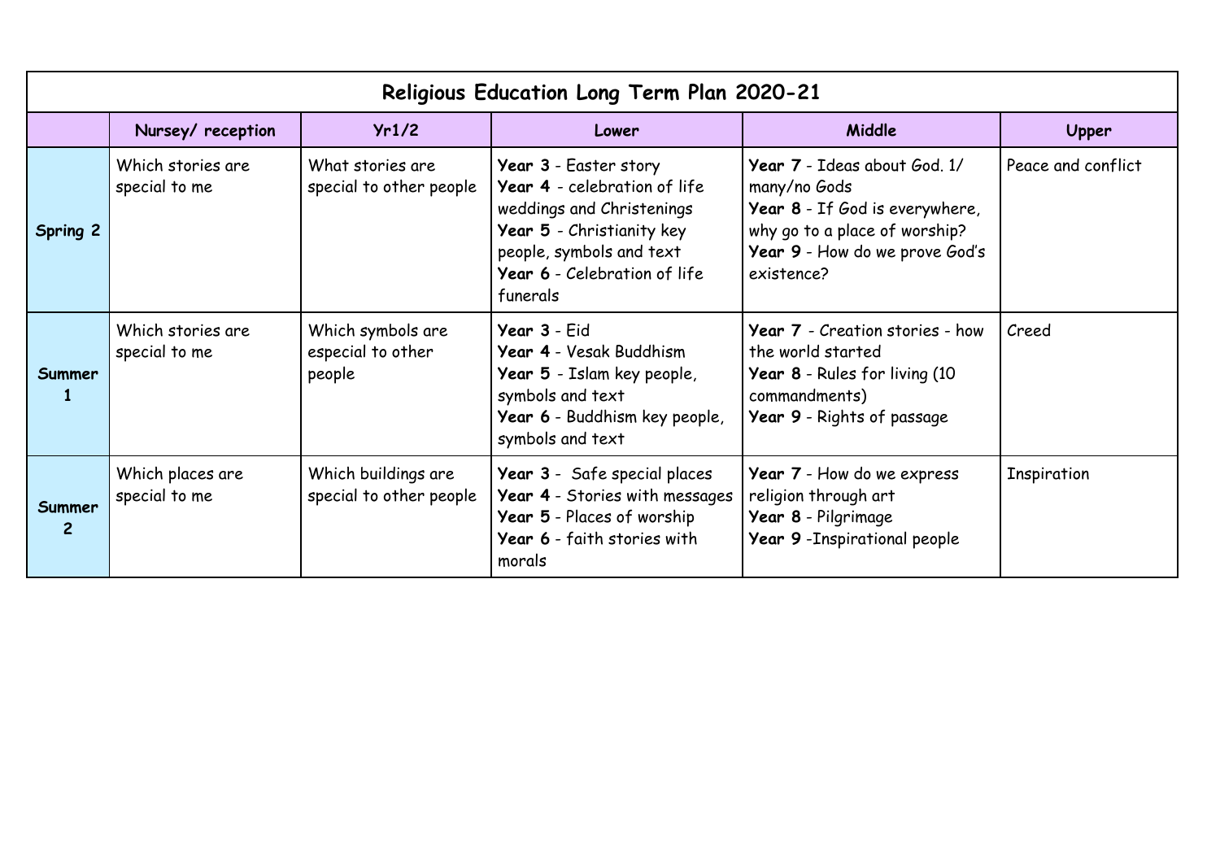| Religious Education Long Term Plan 2020-21 | | | | | |
|---|---|---|---|---|---|
| | **Nursey/ reception** | **Yr1/2** | **Lower** | **Middle** | **Upper** |
| **Spring 2** | Which stories are special to me | What stories are special to other people | **Year 3** - Easter story<br>**Year 4** - celebration of life weddings and Christenings<br>**Year 5** - Christianity key people, symbols and text<br>**Year 6** - Celebration of life funerals | **Year 7** - Ideas about God. 1/ many/no Gods<br>**Year 8** - If God is everywhere, why go to a place of worship?<br>**Year 9** - How do we prove God's existence? | Peace and conflict |
| **Summer 1** | Which stories are special to me | Which symbols are especial to other people | **Year 3** - Eid<br>**Year 4** - Vesak Buddhism<br>**Year 5** - Islam key people, symbols and text<br>**Year 6** - Buddhism key people, symbols and text | **Year 7** - Creation stories - how the world started<br>**Year 8** - Rules for living (10 commandments)<br>**Year 9** - Rights of passage | Creed |
| **Summer 2** | Which places are special to me | Which buildings are special to other people | **Year 3** - Safe special places<br>**Year 4** - Stories with messages<br>**Year 5** - Places of worship<br>**Year 6** - faith stories with morals | **Year 7** - How do we express religion through art<br>**Year 8** - Pilgrimage<br>**Year 9** -Inspirational people | Inspiration |